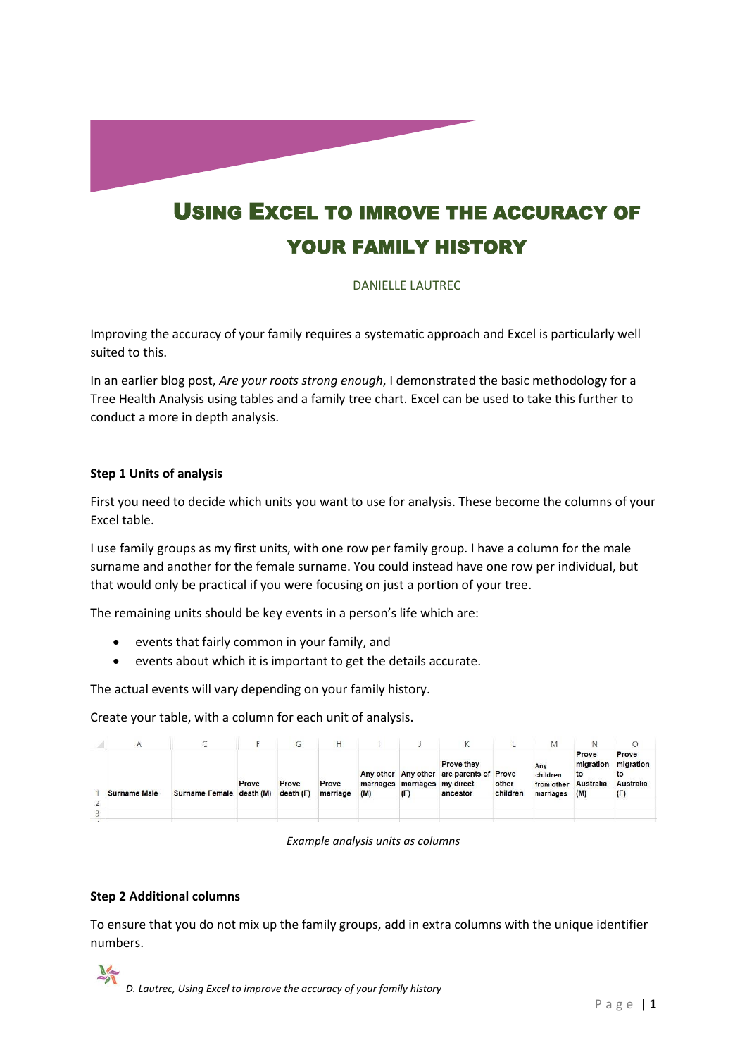# Using Excel to imrove the accuracy of your family history

DANIELLE LAUTREC

Improving the accuracy of your family requires a systematic approach and Excel is particularly well suited to this.

In an earlier blog post, *Are your roots strong enough*, I demonstrated the basic methodology for a Tree Health Analysis using tables and a family tree chart. Excel can be used to take this further to conduct a more in depth analysis.

**Step 1 Units of analysis**

First you need to decide which units you want to use for analysis. These become the columns of your Excel table.

I use family groups as my first units, with one row per family group. I have a column for the male surname and another for the female surname. You could instead have one row per individual, but that would only be practical if you were focusing on just a portion of your tree.

The remaining units should be key events in a person's life which are:

- events that fairly common in your family, and
- events about which it is important to get the details accurate.

The actual events will vary depending on your family history.

Create your table, with a column for each unit of analysis.

| | A | C | F | G | H | I | J | K | L | M | N | O |
|---|---|---|---|---|---|---|---|---|---|---|---|---|
| 1 | Surname Male | Surname Female | Prove death (M) | Prove death (F) | Prove marriage | Any other marriages (M) | Any other marriages (F) | Prove they are parents of my direct ancestor | Prove other children | Any children from other marriages | Prove migration to Australia (M) | Prove migration to Australia (F) |
| 2 | | | | | | | | | | | | |
| 3 | | | | | | | | | | | | |

*Example analysis units as columns*

**Step 2 Additional columns**

To ensure that you do not mix up the family groups, add in extra columns with the unique identifier numbers.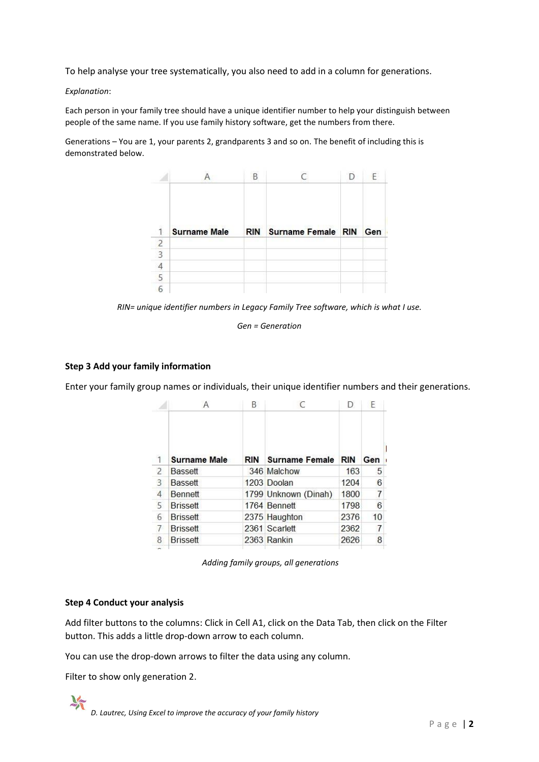To help analyse your tree systematically, you also need to add in a column for generations.

*Explanation*:

Each person in your family tree should have a unique identifier number to help your distinguish between people of the same name. If you use family history software, get the numbers from there.

Generations – You are 1, your parents 2, grandparents 3 and so on. The benefit of including this is demonstrated below.

| | A | B | C | D | E |
|---|---|---|---|---|---|
| 1 | **Surname Male** | **RIN** | **Surname Female** | **RIN** | **Gen** |
| 2 | | | | | |
| 3 | | | | | |
| 4 | | | | | |
| 5 | | | | | |
| 6 | | | | | |

*RIN= unique identifier numbers in Legacy Family Tree software, which is what I use.*

*Gen = Generation*

**Step 3 Add your family information**

Enter your family group names or individuals, their unique identifier numbers and their generations.

| | A | B | C | D | E |
|---|---|---|---|---|---|
| 1 | **Surname Male** | **RIN** | **Surname Female** | **RIN** | **Gen** |
| 2 | Bassett | 346 | Malchow | 163 | 5 |
| 3 | Bassett | 1203 | Doolan | 1204 | 6 |
| 4 | Bennett | 1799 | Unknown (Dinah) | 1800 | 7 |
| 5 | Brissett | 1764 | Bennett | 1798 | 6 |
| 6 | Brissett | 2375 | Haughton | 2376 | 10 |
| 7 | Brissett | 2361 | Scarlett | 2362 | 7 |
| 8 | Brissett | 2363 | Rankin | 2626 | 8 |

*Adding family groups, all generations*

**Step 4 Conduct your analysis**

Add filter buttons to the columns: Click in Cell A1, click on the Data Tab, then click on the Filter button. This adds a little drop-down arrow to each column.

You can use the drop-down arrows to filter the data using any column.

Filter to show only generation 2.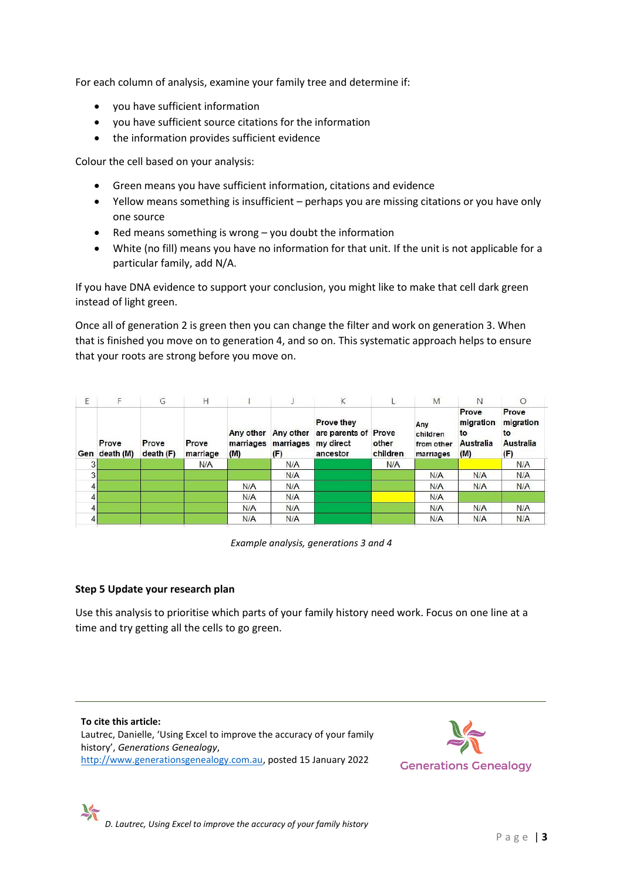For each column of analysis, examine your family tree and determine if:

- you have sufficient information
- you have sufficient source citations for the information
- the information provides sufficient evidence

Colour the cell based on your analysis:

- Green means you have sufficient information, citations and evidence
- Yellow means something is insufficient – perhaps you are missing citations or you have only one source
- Red means something is wrong – you doubt the information
- White (no fill) means you have no information for that unit. If the unit is not applicable for a particular family, add N/A.

If you have DNA evidence to support your conclusion, you might like to make that cell dark green instead of light green.

Once all of generation 2 is green then you can change the filter and work on generation 3. When that is finished you move on to generation 4, and so on. This systematic approach helps to ensure that your roots are strong before you move on.

| E | F | G | H | I | J | K | L | M | N | O |
|---|---|---|---|---|---|---|---|---|---|---|
| Gen | Prove death (M) | Prove death (F) | Prove marriage | Any other marriages (M) | Any other marriages (F) | Prove they are parents of my direct ancestor | Prove other children | Any children from other marriages | Prove migration to Australia (M) | Prove migration to Australia (F) |
| 3 | | | N/A | | N/A | | N/A | | | N/A |
| 3 | | | | | N/A | | | N/A | N/A | N/A |
| 4 | | | | N/A | N/A | | | N/A | N/A | N/A |
| 4 | | | | N/A | N/A | | | N/A | | |
| 4 | | | | N/A | N/A | | | N/A | N/A | N/A |
| 4 | | | | N/A | N/A | | | N/A | N/A | N/A |

*Example analysis, generations 3 and 4*

**Step 5 Update your research plan**

Use this analysis to prioritise which parts of your family history need work. Focus on one line at a time and try getting all the cells to go green.

**To cite this article:**
Lautrec, Danielle, 'Using Excel to improve the accuracy of your family history', *Generations Genealogy*, http://www.generationsgenealogy.com.au, posted 15 January 2022

Generations Genealogy